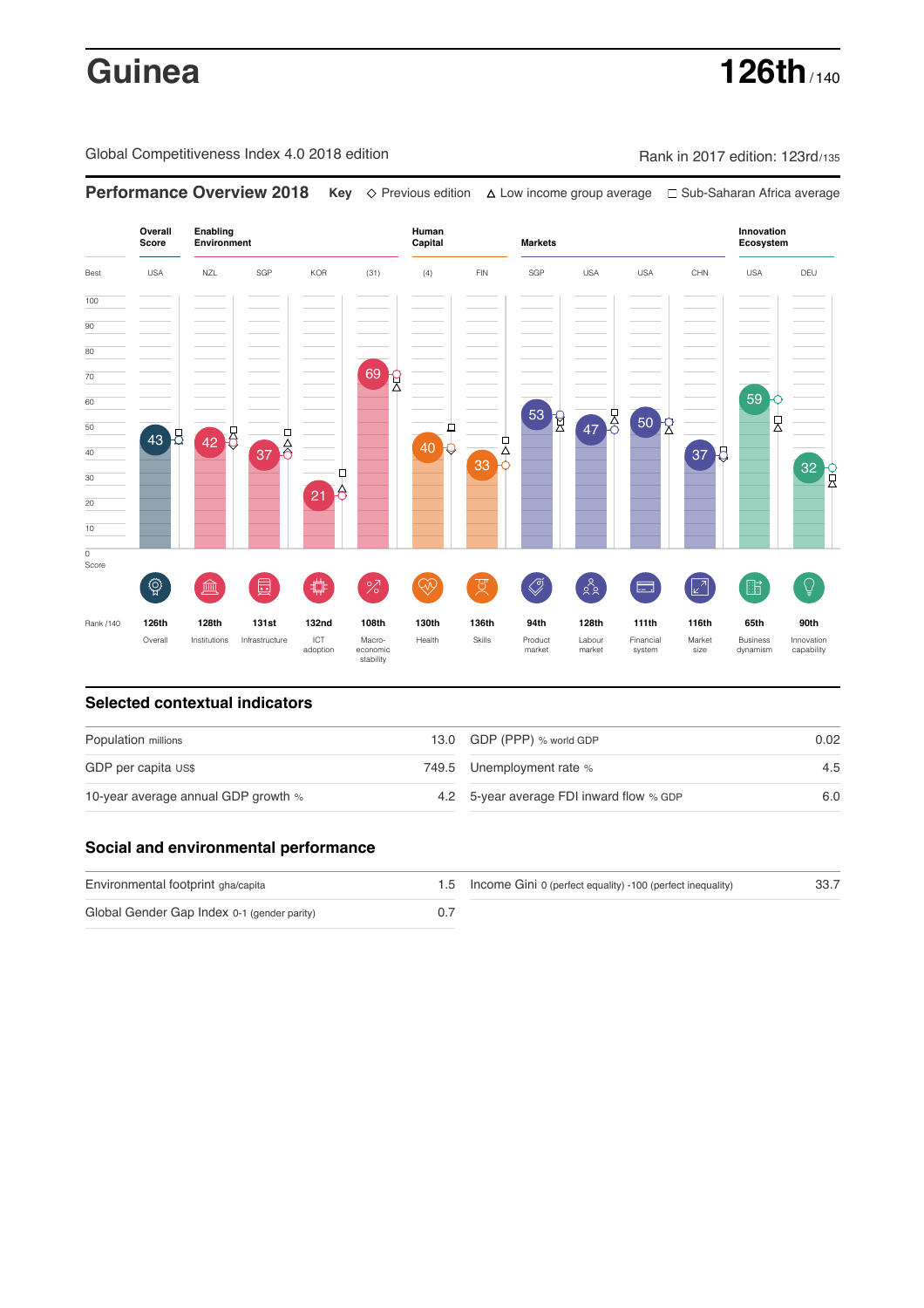# Guinea

**126th** / 140

Global Competitiveness Index 4.0 2018 edition

Rank in 2017 edition: 123rd/135

## Performance Overview 2018

**Key** ◇ Previous edition △ Low income group average □ Sub-Saharan Africa average

| | Overall Score | Enabling Environment | | | | Human Capital | | Markets | | | | Innovation Ecosystem | |
|---|---|---|---|---|---|---|---|---|---|---|---|---|---|
| Best | USA | NZL | SGP | KOR | (31) | (4) | FIN | SGP | USA | USA | CHN | USA | DEU |
| Score | 43 | 42 | 37 | 21 | 69 | 40 | 33 | 53 | 47 | 50 | 37 | 59 | 32 |
| Rank /140 | 126th | 128th | 131st | 132nd | 108th | 130th | 136th | 94th | 128th | 111th | 116th | 65th | 90th |
| | Overall | Institutions | Infrastructure | ICT adoption | Macro-economic stability | Health | Skills | Product market | Labour market | Financial system | Market size | Business dynamism | Innovation capability |

## Selected contextual indicators

| | | | |
|---|---|---|---|
| Population millions | 13.0 | GDP (PPP) % world GDP | 0.02 |
| GDP per capita US$ | 749.5 | Unemployment rate % | 4.5 |
| 10-year average annual GDP growth % | 4.2 | 5-year average FDI inward flow % GDP | 6.0 |

## Social and environmental performance

| | | | |
|---|---|---|---|
| Environmental footprint gha/capita | 1.5 | Income Gini 0 (perfect equality) -100 (perfect inequality) | 33.7 |
| Global Gender Gap Index 0-1 (gender parity) | 0.7 | | |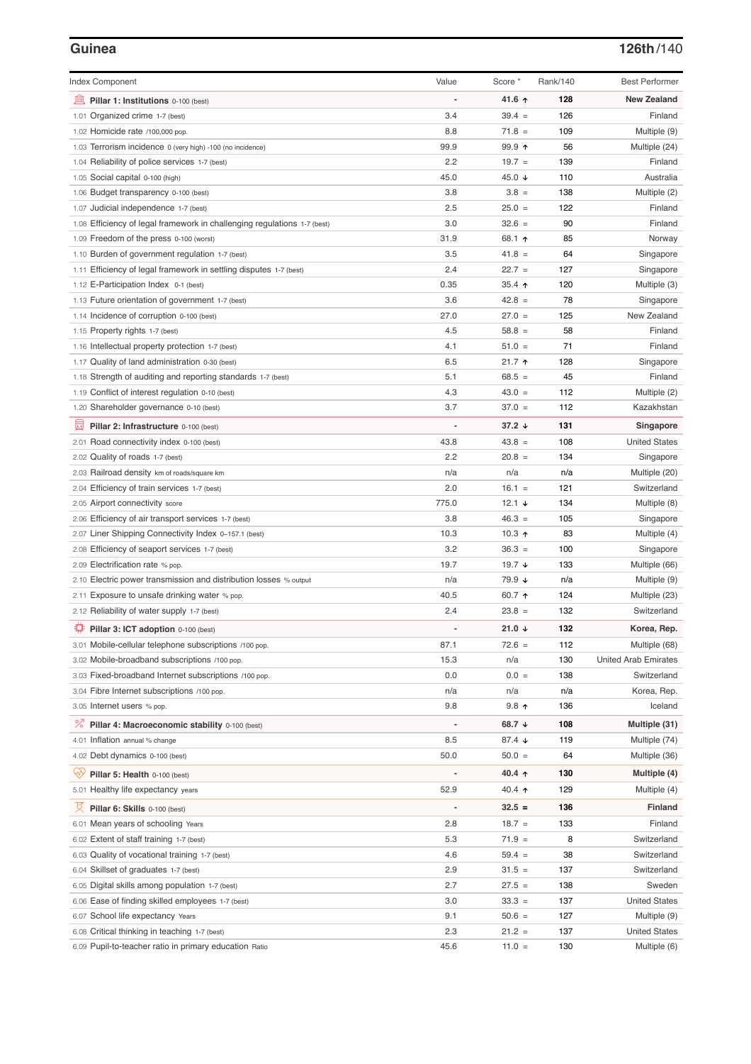## Guinea

**126th/140**

| Index Component | Value | Score * | Rank/140 | Best Performer |
|---|---|---|---|---|
| **Pillar 1: Institutions** 0-100 (best) | - | **41.6 ↑** | **128** | **New Zealand** |
| 1.01 Organized crime 1-7 (best) | 3.4 | 39.4 = | 126 | Finland |
| 1.02 Homicide rate /100,000 pop. | 8.8 | 71.8 = | 109 | Multiple (9) |
| 1.03 Terrorism incidence 0 (very high) -100 (no incidence) | 99.9 | 99.9 ↑ | 56 | Multiple (24) |
| 1.04 Reliability of police services 1-7 (best) | 2.2 | 19.7 = | 139 | Finland |
| 1.05 Social capital 0-100 (high) | 45.0 | 45.0 ↓ | 110 | Australia |
| 1.06 Budget transparency 0-100 (best) | 3.8 | 3.8 = | 138 | Multiple (2) |
| 1.07 Judicial independence 1-7 (best) | 2.5 | 25.0 = | 122 | Finland |
| 1.08 Efficiency of legal framework in challenging regulations 1-7 (best) | 3.0 | 32.6 = | 90 | Finland |
| 1.09 Freedom of the press 0-100 (worst) | 31.9 | 68.1 ↑ | 85 | Norway |
| 1.10 Burden of government regulation 1-7 (best) | 3.5 | 41.8 = | 64 | Singapore |
| 1.11 Efficiency of legal framework in settling disputes 1-7 (best) | 2.4 | 22.7 = | 127 | Singapore |
| 1.12 E-Participation Index 0-1 (best) | 0.35 | 35.4 ↑ | 120 | Multiple (3) |
| 1.13 Future orientation of government 1-7 (best) | 3.6 | 42.8 = | 78 | Singapore |
| 1.14 Incidence of corruption 0-100 (best) | 27.0 | 27.0 = | 125 | New Zealand |
| 1.15 Property rights 1-7 (best) | 4.5 | 58.8 = | 58 | Finland |
| 1.16 Intellectual property protection 1-7 (best) | 4.1 | 51.0 = | 71 | Finland |
| 1.17 Quality of land administration 0-30 (best) | 6.5 | 21.7 ↑ | 128 | Singapore |
| 1.18 Strength of auditing and reporting standards 1-7 (best) | 5.1 | 68.5 = | 45 | Finland |
| 1.19 Conflict of interest regulation 0-10 (best) | 4.3 | 43.0 = | 112 | Multiple (2) |
| 1.20 Shareholder governance 0-10 (best) | 3.7 | 37.0 = | 112 | Kazakhstan |
| **Pillar 2: Infrastructure** 0-100 (best) | - | **37.2 ↓** | **131** | **Singapore** |
| 2.01 Road connectivity index 0-100 (best) | 43.8 | 43.8 = | 108 | United States |
| 2.02 Quality of roads 1-7 (best) | 2.2 | 20.8 = | 134 | Singapore |
| 2.03 Railroad density km of roads/square km | n/a | n/a | n/a | Multiple (20) |
| 2.04 Efficiency of train services 1-7 (best) | 2.0 | 16.1 = | 121 | Switzerland |
| 2.05 Airport connectivity score | 775.0 | 12.1 ↓ | 134 | Multiple (8) |
| 2.06 Efficiency of air transport services 1-7 (best) | 3.8 | 46.3 = | 105 | Singapore |
| 2.07 Liner Shipping Connectivity Index 0–157.1 (best) | 10.3 | 10.3 ↑ | 83 | Multiple (4) |
| 2.08 Efficiency of seaport services 1-7 (best) | 3.2 | 36.3 = | 100 | Singapore |
| 2.09 Electrification rate % pop. | 19.7 | 19.7 ↓ | 133 | Multiple (66) |
| 2.10 Electric power transmission and distribution losses % output | n/a | 79.9 ↓ | n/a | Multiple (9) |
| 2.11 Exposure to unsafe drinking water % pop. | 40.5 | 60.7 ↑ | 124 | Multiple (23) |
| 2.12 Reliability of water supply 1-7 (best) | 2.4 | 23.8 = | 132 | Switzerland |
| **Pillar 3: ICT adoption** 0-100 (best) | - | **21.0 ↓** | **132** | **Korea, Rep.** |
| 3.01 Mobile-cellular telephone subscriptions /100 pop. | 87.1 | 72.6 = | 112 | Multiple (68) |
| 3.02 Mobile-broadband subscriptions /100 pop. | 15.3 | n/a | 130 | United Arab Emirates |
| 3.03 Fixed-broadband Internet subscriptions /100 pop. | 0.0 | 0.0 = | 138 | Switzerland |
| 3.04 Fibre Internet subscriptions /100 pop. | n/a | n/a | n/a | Korea, Rep. |
| 3.05 Internet users % pop. | 9.8 | 9.8 ↑ | 136 | Iceland |
| **Pillar 4: Macroeconomic stability** 0-100 (best) | - | **68.7 ↓** | **108** | **Multiple (31)** |
| 4.01 Inflation annual % change | 8.5 | 87.4 ↓ | 119 | Multiple (74) |
| 4.02 Debt dynamics 0-100 (best) | 50.0 | 50.0 = | 64 | Multiple (36) |
| **Pillar 5: Health** 0-100 (best) | - | **40.4 ↑** | **130** | **Multiple (4)** |
| 5.01 Healthy life expectancy years | 52.9 | 40.4 ↑ | 129 | Multiple (4) |
| **Pillar 6: Skills** 0-100 (best) | - | **32.5 =** | **136** | **Finland** |
| 6.01 Mean years of schooling Years | 2.8 | 18.7 = | 133 | Finland |
| 6.02 Extent of staff training 1-7 (best) | 5.3 | 71.9 = | 8 | Switzerland |
| 6.03 Quality of vocational training 1-7 (best) | 4.6 | 59.4 = | 38 | Switzerland |
| 6.04 Skillset of graduates 1-7 (best) | 2.9 | 31.5 = | 137 | Switzerland |
| 6.05 Digital skills among population 1-7 (best) | 2.7 | 27.5 = | 138 | Sweden |
| 6.06 Ease of finding skilled employees 1-7 (best) | 3.0 | 33.3 = | 137 | United States |
| 6.07 School life expectancy Years | 9.1 | 50.6 = | 127 | Multiple (9) |
| 6.08 Critical thinking in teaching 1-7 (best) | 2.3 | 21.2 = | 137 | United States |
| 6.09 Pupil-to-teacher ratio in primary education Ratio | 45.6 | 11.0 = | 130 | Multiple (6) |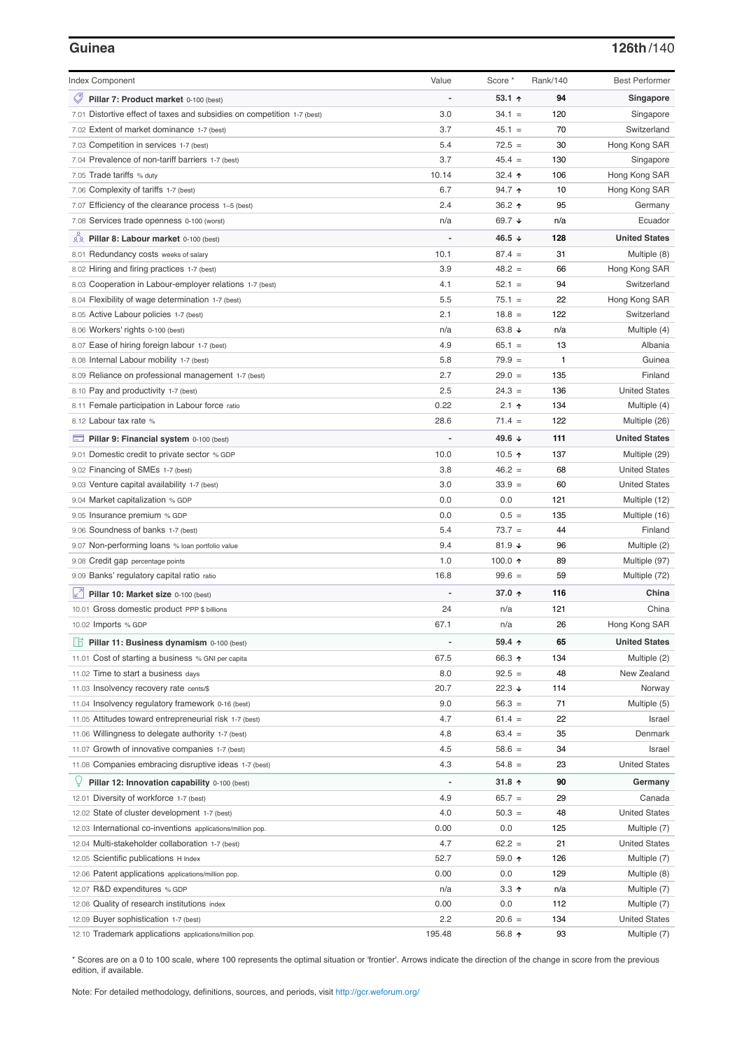## Guinea

**126th/140**

| Index Component | Value | Score * | Rank/140 | Best Performer |
|---|---|---|---|---|
| **Pillar 7: Product market** 0-100 (best) | - | **53.1 ↑** | **94** | **Singapore** |
| 7.01 Distortive effect of taxes and subsidies on competition 1-7 (best) | 3.0 | 34.1 = | 120 | Singapore |
| 7.02 Extent of market dominance 1-7 (best) | 3.7 | 45.1 = | 70 | Switzerland |
| 7.03 Competition in services 1-7 (best) | 5.4 | 72.5 = | 30 | Hong Kong SAR |
| 7.04 Prevalence of non-tariff barriers 1-7 (best) | 3.7 | 45.4 = | 130 | Singapore |
| 7.05 Trade tariffs % duty | 10.14 | 32.4 ↑ | 106 | Hong Kong SAR |
| 7.06 Complexity of tariffs 1-7 (best) | 6.7 | 94.7 ↑ | 10 | Hong Kong SAR |
| 7.07 Efficiency of the clearance process 1–5 (best) | 2.4 | 36.2 ↑ | 95 | Germany |
| 7.08 Services trade openness 0-100 (worst) | n/a | 69.7 ↓ | n/a | Ecuador |
| **Pillar 8: Labour market** 0-100 (best) | - | **46.5 ↓** | **128** | **United States** |
| 8.01 Redundancy costs weeks of salary | 10.1 | 87.4 = | 31 | Multiple (8) |
| 8.02 Hiring and firing practices 1-7 (best) | 3.9 | 48.2 = | 66 | Hong Kong SAR |
| 8.03 Cooperation in Labour-employer relations 1-7 (best) | 4.1 | 52.1 = | 94 | Switzerland |
| 8.04 Flexibility of wage determination 1-7 (best) | 5.5 | 75.1 = | 22 | Hong Kong SAR |
| 8.05 Active Labour policies 1-7 (best) | 2.1 | 18.8 = | 122 | Switzerland |
| 8.06 Workers' rights 0-100 (best) | n/a | 63.8 ↓ | n/a | Multiple (4) |
| 8.07 Ease of hiring foreign labour 1-7 (best) | 4.9 | 65.1 = | 13 | Albania |
| 8.08 Internal Labour mobility 1-7 (best) | 5.8 | 79.9 = | 1 | Guinea |
| 8.09 Reliance on professional management 1-7 (best) | 2.7 | 29.0 = | 135 | Finland |
| 8.10 Pay and productivity 1-7 (best) | 2.5 | 24.3 = | 136 | United States |
| 8.11 Female participation in Labour force ratio | 0.22 | 2.1 ↑ | 134 | Multiple (4) |
| 8.12 Labour tax rate % | 28.6 | 71.4 = | 122 | Multiple (26) |
| **Pillar 9: Financial system** 0-100 (best) | - | **49.6 ↓** | **111** | **United States** |
| 9.01 Domestic credit to private sector % GDP | 10.0 | 10.5 ↑ | 137 | Multiple (29) |
| 9.02 Financing of SMEs 1-7 (best) | 3.8 | 46.2 = | 68 | United States |
| 9.03 Venture capital availability 1-7 (best) | 3.0 | 33.9 = | 60 | United States |
| 9.04 Market capitalization % GDP | 0.0 | 0.0 | 121 | Multiple (12) |
| 9.05 Insurance premium % GDP | 0.0 | 0.5 = | 135 | Multiple (16) |
| 9.06 Soundness of banks 1-7 (best) | 5.4 | 73.7 = | 44 | Finland |
| 9.07 Non-performing loans % loan portfolio value | 9.4 | 81.9 ↓ | 96 | Multiple (2) |
| 9.08 Credit gap percentage points | 1.0 | 100.0 ↑ | 89 | Multiple (97) |
| 9.09 Banks' regulatory capital ratio ratio | 16.8 | 99.6 = | 59 | Multiple (72) |
| **Pillar 10: Market size** 0-100 (best) | - | **37.0 ↑** | **116** | **China** |
| 10.01 Gross domestic product PPP $ billions | 24 | n/a | 121 | China |
| 10.02 Imports % GDP | 67.1 | n/a | 26 | Hong Kong SAR |
| **Pillar 11: Business dynamism** 0-100 (best) | - | **59.4 ↑** | **65** | **United States** |
| 11.01 Cost of starting a business % GNI per capita | 67.5 | 66.3 ↑ | 134 | Multiple (2) |
| 11.02 Time to start a business days | 8.0 | 92.5 = | 48 | New Zealand |
| 11.03 Insolvency recovery rate cents/$ | 20.7 | 22.3 ↓ | 114 | Norway |
| 11.04 Insolvency regulatory framework 0-16 (best) | 9.0 | 56.3 = | 71 | Multiple (5) |
| 11.05 Attitudes toward entrepreneurial risk 1-7 (best) | 4.7 | 61.4 = | 22 | Israel |
| 11.06 Willingness to delegate authority 1-7 (best) | 4.8 | 63.4 = | 35 | Denmark |
| 11.07 Growth of innovative companies 1-7 (best) | 4.5 | 58.6 = | 34 | Israel |
| 11.08 Companies embracing disruptive ideas 1-7 (best) | 4.3 | 54.8 = | 23 | United States |
| **Pillar 12: Innovation capability** 0-100 (best) | - | **31.8 ↑** | **90** | **Germany** |
| 12.01 Diversity of workforce 1-7 (best) | 4.9 | 65.7 = | 29 | Canada |
| 12.02 State of cluster development 1-7 (best) | 4.0 | 50.3 = | 48 | United States |
| 12.03 International co-inventions applications/million pop. | 0.00 | 0.0 | 125 | Multiple (7) |
| 12.04 Multi-stakeholder collaboration 1-7 (best) | 4.7 | 62.2 = | 21 | United States |
| 12.05 Scientific publications H Index | 52.7 | 59.0 ↑ | 126 | Multiple (7) |
| 12.06 Patent applications applications/million pop. | 0.00 | 0.0 | 129 | Multiple (8) |
| 12.07 R&D expenditures % GDP | n/a | 3.3 ↑ | n/a | Multiple (7) |
| 12.08 Quality of research institutions index | 0.00 | 0.0 | 112 | Multiple (7) |
| 12.09 Buyer sophistication 1-7 (best) | 2.2 | 20.6 = | 134 | United States |
| 12.10 Trademark applications applications/million pop. | 195.48 | 56.8 ↑ | 93 | Multiple (7) |

* Scores are on a 0 to 100 scale, where 100 represents the optimal situation or 'frontier'. Arrows indicate the direction of the change in score from the previous edition, if available.

Note: For detailed methodology, definitions, sources, and periods, visit http://gcr.weforum.org/